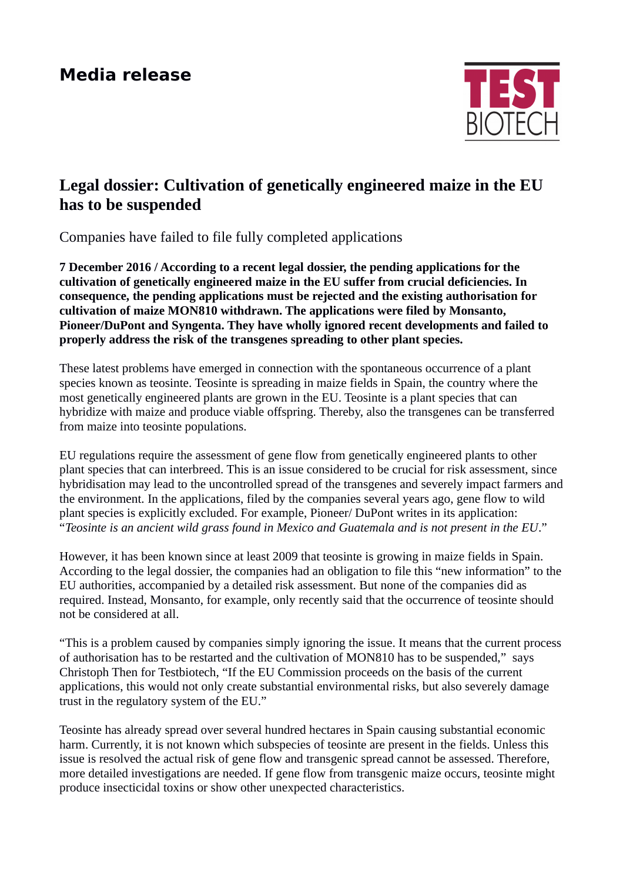# Media release

TEST BIOTECH

## Legal dossier: Cultivation of genetically engineered maize in the EU has to be suspended

Companies have failed to file fully completed applications

**7 December 2016 / According to a recent legal dossier, the pending applications for the cultivation of genetically engineered maize in the EU suffer from crucial deficiencies. In consequence, the pending applications must be rejected and the existing authorisation for cultivation of maize MON810 withdrawn. The applications were filed by Monsanto, Pioneer/DuPont and Syngenta. They have wholly ignored recent developments and failed to properly address the risk of the transgenes spreading to other plant species.**

These latest problems have emerged in connection with the spontaneous occurrence of a plant species known as teosinte. Teosinte is spreading in maize fields in Spain, the country where the most genetically engineered plants are grown in the EU. Teosinte is a plant species that can hybridize with maize and produce viable offspring. Thereby, also the transgenes can be transferred from maize into teosinte populations.

EU regulations require the assessment of gene flow from genetically engineered plants to other plant species that can interbreed. This is an issue considered to be crucial for risk assessment, since hybridisation may lead to the uncontrolled spread of the transgenes and severely impact farmers and the environment. In the applications, filed by the companies several years ago, gene flow to wild plant species is explicitly excluded. For example, Pioneer/ DuPont writes in its application: "*Teosinte is an ancient wild grass found in Mexico and Guatemala and is not present in the EU*."

However, it has been known since at least 2009 that teosinte is growing in maize fields in Spain. According to the legal dossier, the companies had an obligation to file this "new information" to the EU authorities, accompanied by a detailed risk assessment. But none of the companies did as required. Instead, Monsanto, for example, only recently said that the occurrence of teosinte should not be considered at all.

"This is a problem caused by companies simply ignoring the issue. It means that the current process of authorisation has to be restarted and the cultivation of MON810 has to be suspended," says Christoph Then for Testbiotech, "If the EU Commission proceeds on the basis of the current applications, this would not only create substantial environmental risks, but also severely damage trust in the regulatory system of the EU."

Teosinte has already spread over several hundred hectares in Spain causing substantial economic harm. Currently, it is not known which subspecies of teosinte are present in the fields. Unless this issue is resolved the actual risk of gene flow and transgenic spread cannot be assessed. Therefore, more detailed investigations are needed. If gene flow from transgenic maize occurs, teosinte might produce insecticidal toxins or show other unexpected characteristics.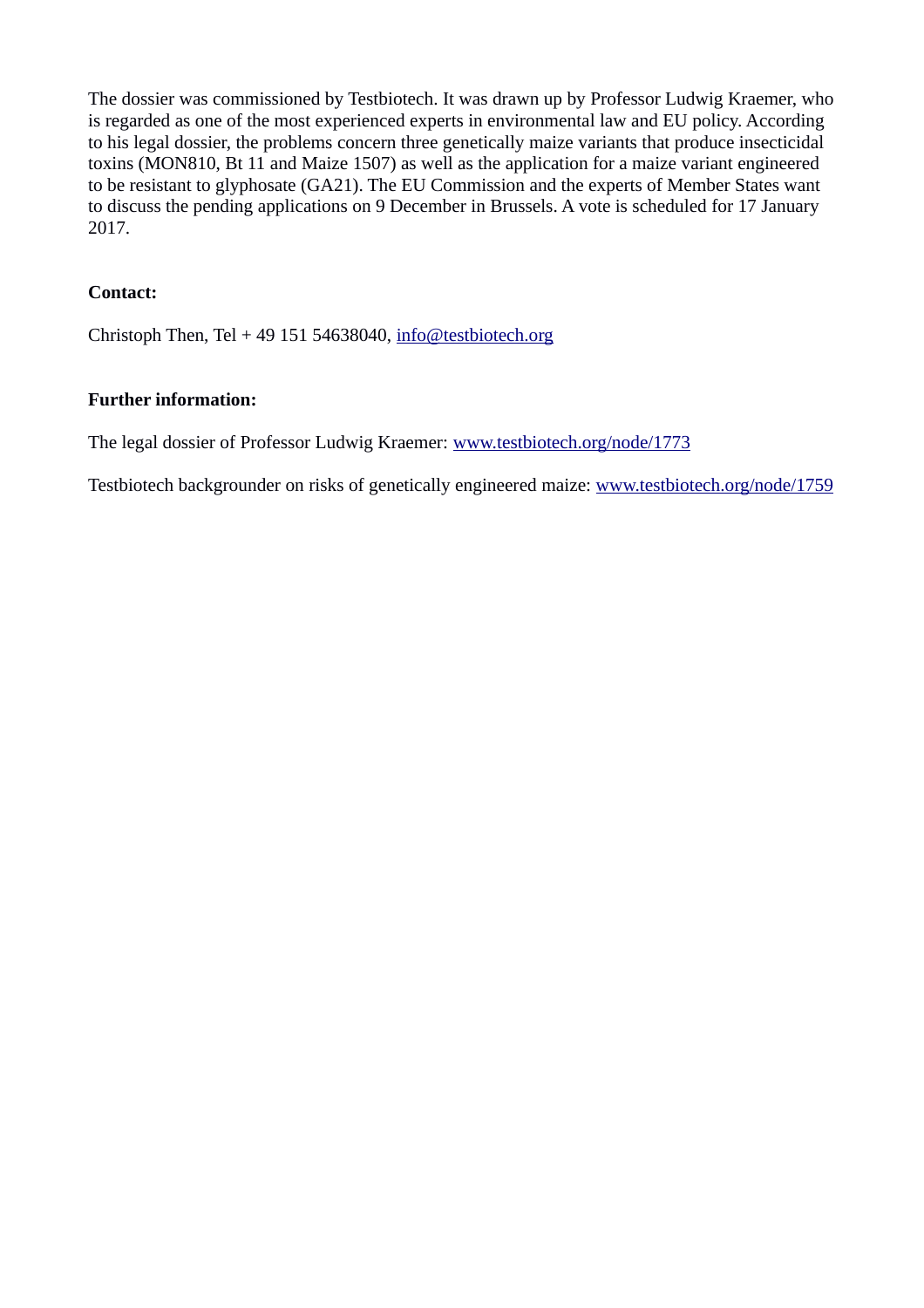The dossier was commissioned by Testbiotech. It was drawn up by Professor Ludwig Kraemer, who is regarded as one of the most experienced experts in environmental law and EU policy. According to his legal dossier, the problems concern three genetically maize variants that produce insecticidal toxins (MON810, Bt 11 and Maize 1507) as well as the application for a maize variant engineered to be resistant to glyphosate (GA21). The EU Commission and the experts of Member States want to discuss the pending applications on 9 December in Brussels. A vote is scheduled for 17 January 2017.

**Contact:**

Christoph Then, Tel + 49 151 54638040, info@testbiotech.org

**Further information:**

The legal dossier of Professor Ludwig Kraemer: www.testbiotech.org/node/1773

Testbiotech backgrounder on risks of genetically engineered maize: www.testbiotech.org/node/1759